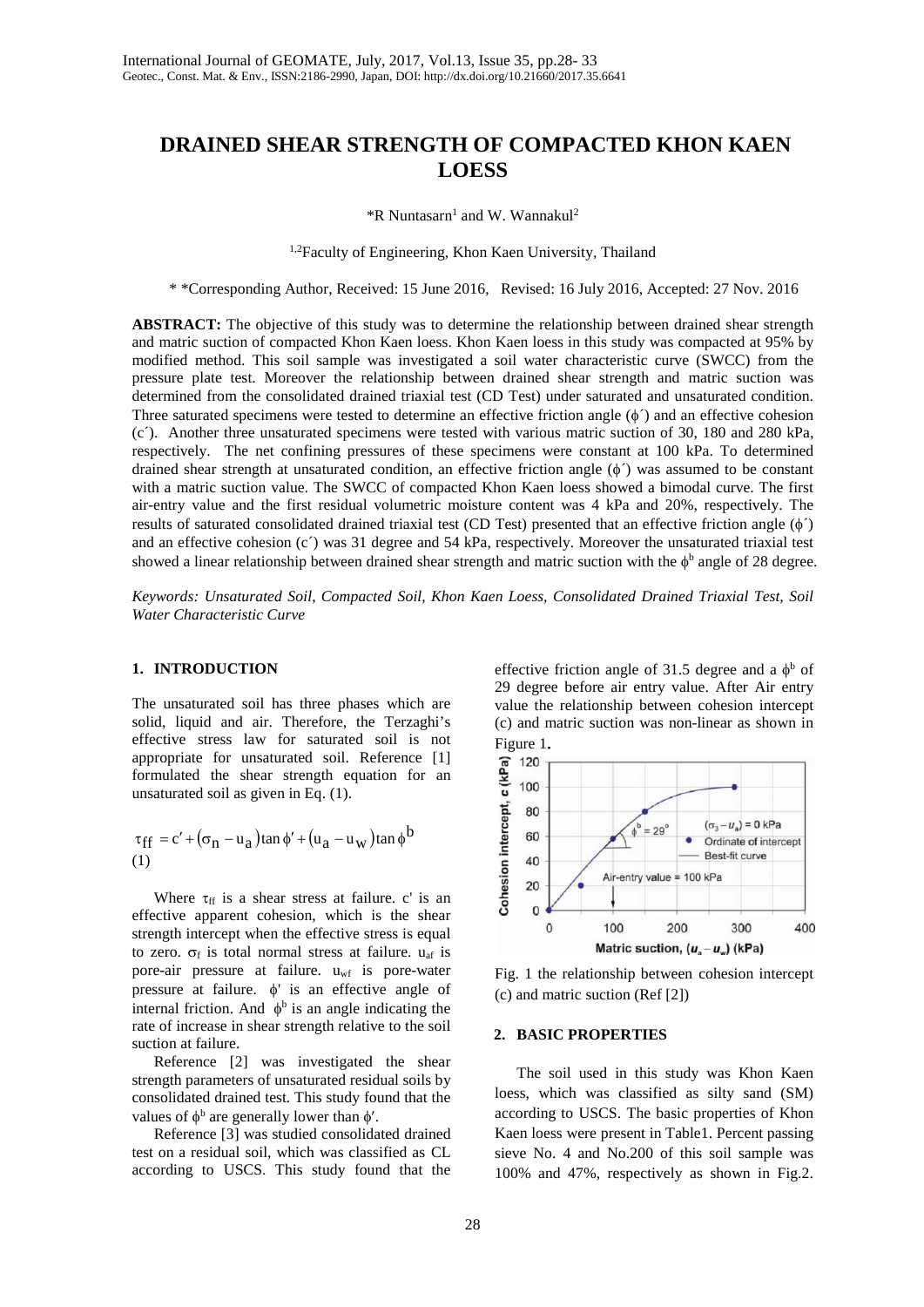# DRAINED SHEAR STRENGTH OF COMPACTED KHON KAEN LOESS

*R Nuntasarn[1] and W. Wannakul[2]

[1,2]Faculty of Engineering, Khon Kaen University, Thailand

* *Corresponding Author, Received: 15 June 2016, Revised: 16 July 2016, Accepted: 27 Nov. 2016

**ABSTRACT:** The objective of this study was to determine the relationship between drained shear strength and matric suction of compacted Khon Kaen loess. Khon Kaen loess in this study was compacted at 95% by modified method. This soil sample was investigated a soil water characteristic curve (SWCC) from the pressure plate test. Moreover the relationship between drained shear strength and matric suction was determined from the consolidated drained triaxial test (CD Test) under saturated and unsaturated condition. Three saturated specimens were tested to determine an effective friction angle ($\phi'$) and an effective cohesion ($c'$). Another three unsaturated specimens were tested with various matric suction of 30, 180 and 280 kPa, respectively. The net confining pressures of these specimens were constant at 100 kPa. To determined drained shear strength at unsaturated condition, an effective friction angle ($\phi'$) was assumed to be constant with a matric suction value. The SWCC of compacted Khon Kaen loess showed a bimodal curve. The first air-entry value and the first residual volumetric moisture content was 4 kPa and 20%, respectively. The results of saturated consolidated drained triaxial test (CD Test) presented that an effective friction angle ($\phi'$) and an effective cohesion ($c'$) was 31 degree and 54 kPa, respectively. Moreover the unsaturated triaxial test showed a linear relationship between drained shear strength and matric suction with the $\phi^b$ angle of 28 degree.

*Keywords: Unsaturated Soil, Compacted Soil, Khon Kaen Loess, Consolidated Drained Triaxial Test, Soil Water Characteristic Curve*

## 1. INTRODUCTION

The unsaturated soil has three phases which are solid, liquid and air. Therefore, the Terzaghi's effective stress law for saturated soil is not appropriate for unsaturated soil. Reference [1] formulated the shear strength equation for an unsaturated soil as given in Eq. (1).

$$\tau_{ff} = c' + (\sigma_n - u_a)\tan\phi' + (u_a - u_w)\tan\phi^b \quad (1)$$

Where $\tau_{ff}$ is a shear stress at failure. c' is an effective apparent cohesion, which is the shear strength intercept when the effective stress is equal to zero. $\sigma_f$ is total normal stress at failure. $u_{af}$ is pore-air pressure at failure. $u_{wf}$ is pore-water pressure at failure. $\phi'$ is an effective angle of internal friction. And $\phi^b$ is an angle indicating the rate of increase in shear strength relative to the soil suction at failure.

Reference [2] was investigated the shear strength parameters of unsaturated residual soils by consolidated drained test. This study found that the values of $\phi^b$ are generally lower than $\phi'$.

Reference [3] was studied consolidated drained test on a residual soil, which was classified as CL according to USCS. This study found that the effective friction angle of 31.5 degree and a $\phi^b$ of 29 degree before air entry value. After Air entry value the relationship between cohesion intercept (c) and matric suction was non-linear as shown in Figure 1.

Fig. 1 the relationship between cohesion intercept (c) and matric suction (Ref [2])

## 2. BASIC PROPERTIES

The soil used in this study was Khon Kaen loess, which was classified as silty sand (SM) according to USCS. The basic properties of Khon Kaen loess were present in Table1. Percent passing sieve No. 4 and No.200 of this soil sample was 100% and 47%, respectively as shown in Fig.2.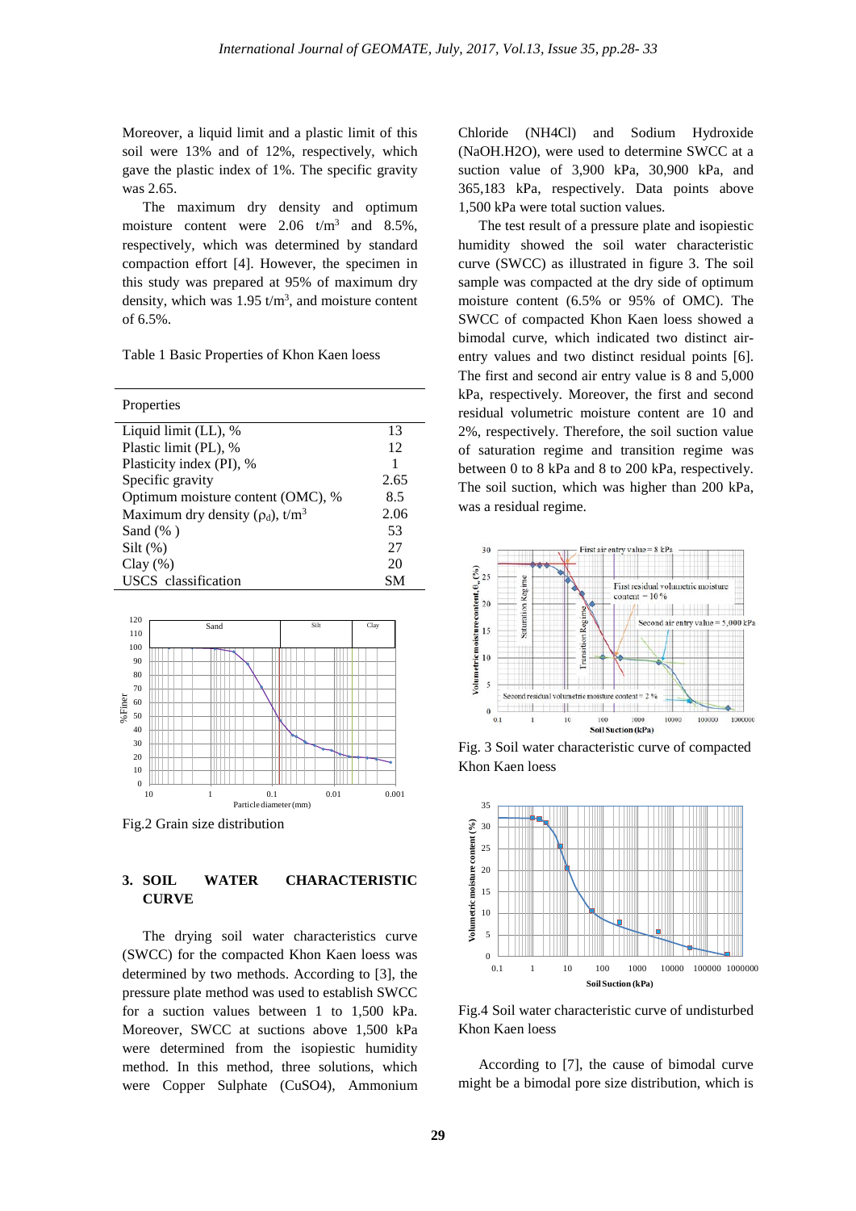Moreover, a liquid limit and a plastic limit of this soil were 13% and of 12%, respectively, which gave the plastic index of 1%. The specific gravity was 2.65.

The maximum dry density and optimum moisture content were 2.06 t/m$^3$ and 8.5%, respectively, which was determined by standard compaction effort [4]. However, the specimen in this study was prepared at 95% of maximum dry density, which was 1.95 t/m$^3$, and moisture content of 6.5%.

Table 1 Basic Properties of Khon Kaen loess

| Properties | |
|---|---|
| Liquid limit (LL), % | 13 |
| Plastic limit (PL), % | 12 |
| Plasticity index (PI), % | 1 |
| Specific gravity | 2.65 |
| Optimum moisture content (OMC), % | 8.5 |
| Maximum dry density ($\rho_d$), t/m$^3$ | 2.06 |
| Sand (% ) | 53 |
| Silt (%) | 27 |
| Clay (%) | 20 |
| USCS classification | SM |

Fig.2 Grain size distribution

## 3. SOIL WATER CHARACTERISTIC CURVE

The drying soil water characteristics curve (SWCC) for the compacted Khon Kaen loess was determined by two methods. According to [3], the pressure plate method was used to establish SWCC for a suction values between 1 to 1,500 kPa. Moreover, SWCC at suctions above 1,500 kPa were determined from the isopiestic humidity method. In this method, three solutions, which were Copper Sulphate ($CuSO_4$), Ammonium Chloride ($NH_4Cl$) and Sodium Hydroxide ($NaOH.H_2O$), were used to determine SWCC at a suction value of 3,900 kPa, 30,900 kPa, and 365,183 kPa, respectively. Data points above 1,500 kPa were total suction values.

The test result of a pressure plate and isopiestic humidity showed the soil water characteristic curve (SWCC) as illustrated in figure 3. The soil sample was compacted at the dry side of optimum moisture content (6.5% or 95% of OMC). The SWCC of compacted Khon Kaen loess showed a bimodal curve, which indicated two distinct air-entry values and two distinct residual points [6]. The first and second air entry value is 8 and 5,000 kPa, respectively. Moreover, the first and second residual volumetric moisture content are 10 and 2%, respectively. Therefore, the soil suction value of saturation regime and transition regime was between 0 to 8 kPa and 8 to 200 kPa, respectively. The soil suction, which was higher than 200 kPa, was a residual regime.

Fig. 3 Soil water characteristic curve of compacted Khon Kaen loess

Fig.4 Soil water characteristic curve of undisturbed Khon Kaen loess

According to [7], the cause of bimodal curve might be a bimodal pore size distribution, which is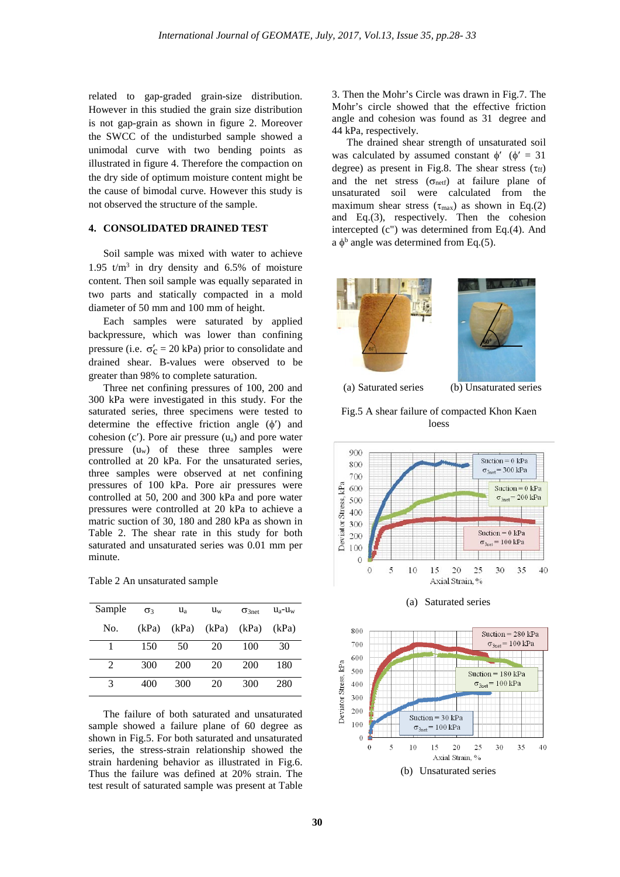related to gap-graded grain-size distribution. However in this studied the grain size distribution is not gap-grain as shown in figure 2. Moreover the SWCC of the undisturbed sample showed a unimodal curve with two bending points as illustrated in figure 4. Therefore the compaction on the dry side of optimum moisture content might be the cause of bimodal curve. However this study is not observed the structure of the sample.

## 4. CONSOLIDATED DRAINED TEST

Soil sample was mixed with water to achieve 1.95 t/m$^3$ in dry density and 6.5% of moisture content. Then soil sample was equally separated in two parts and statically compacted in a mold diameter of 50 mm and 100 mm of height.

Each samples were saturated by applied backpressure, which was lower than confining pressure (i.e. $\sigma'_C$ = 20 kPa) prior to consolidate and drained shear. B-values were observed to be greater than 98% to complete saturation.

Three net confining pressures of 100, 200 and 300 kPa were investigated in this study. For the saturated series, three specimens were tested to determine the effective friction angle ($\phi'$) and cohesion ($c'$). Pore air pressure ($u_a$) and pore water pressure ($u_w$) of these three samples were controlled at 20 kPa. For the unsaturated series, three samples were observed at net confining pressures of 100 kPa. Pore air pressures were controlled at 50, 200 and 300 kPa and pore water pressures were controlled at 20 kPa to achieve a matric suction of 30, 180 and 280 kPa as shown in Table 2. The shear rate in this study for both saturated and unsaturated series was 0.01 mm per minute.

Table 2 An unsaturated sample

| Sample No. | $\sigma_3$ (kPa) | $u_a$ (kPa) | $u_w$ (kPa) | $\sigma_{3net}$ (kPa) | $u_a$-$u_w$ (kPa) |
|---|---|---|---|---|---|
| 1 | 150 | 50 | 20 | 100 | 30 |
| 2 | 300 | 200 | 20 | 200 | 180 |
| 3 | 400 | 300 | 20 | 300 | 280 |

The failure of both saturated and unsaturated sample showed a failure plane of 60 degree as shown in Fig.5. For both saturated and unsaturated series, the stress-strain relationship showed the strain hardening behavior as illustrated in Fig.6. Thus the failure was defined at 20% strain. The test result of saturated sample was present at Table 3. Then the Mohr's Circle was drawn in Fig.7. The Mohr's circle showed that the effective friction angle and cohesion was found as 31 degree and 44 kPa, respectively.

The drained shear strength of unsaturated soil was calculated by assumed constant $\phi'$ ($\phi'$ = 31 degree) as present in Fig.8. The shear stress ($\tau_{ff}$) and the net stress ($\sigma_{netf}$) at failure plane of unsaturated soil were calculated from the maximum shear stress ($\tau_{max}$) as shown in Eq.(2) and Eq.(3), respectively. Then the cohesion intercepted (c") was determined from Eq.(4). And a $\phi^b$ angle was determined from Eq.(5).

(a) Saturated series (b) Unsaturated series

Fig.5 A shear failure of compacted Khon Kaen loess

(a) Saturated series

(b) Unsaturated series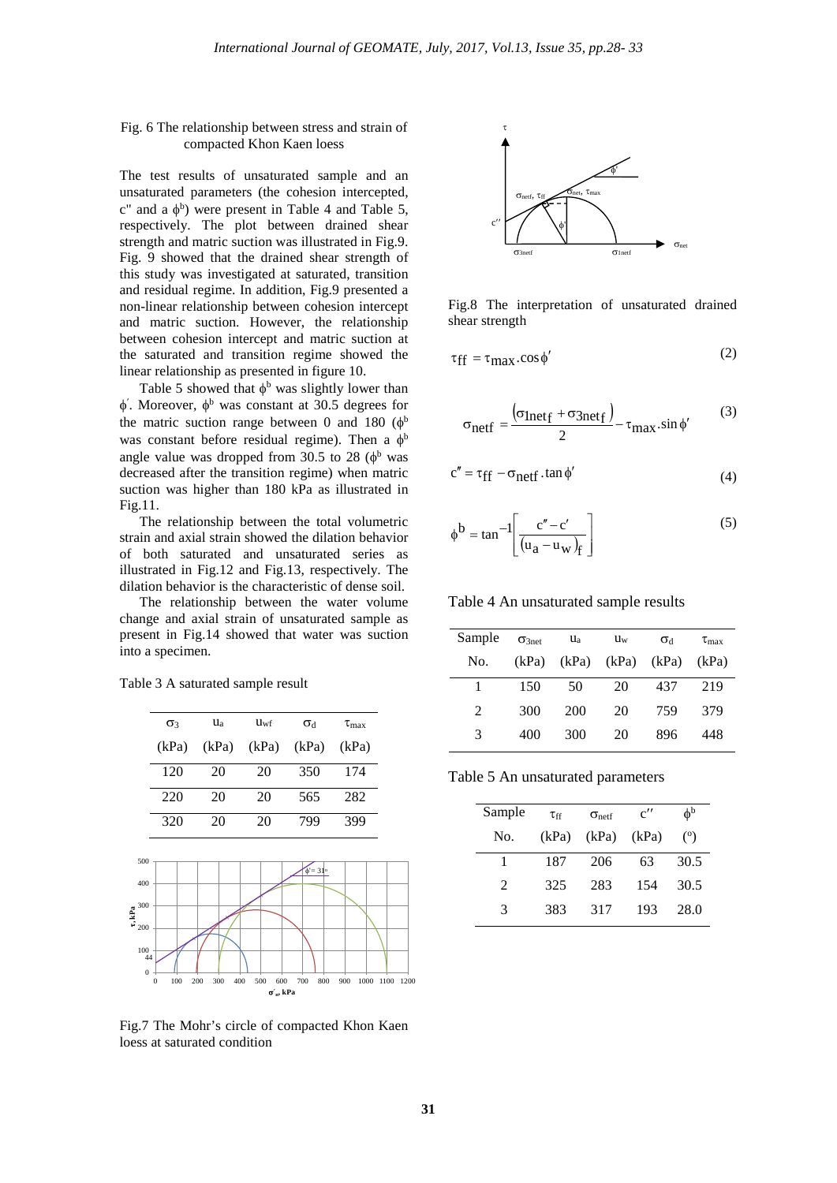Fig. 6 The relationship between stress and strain of compacted Khon Kaen loess

The test results of unsaturated sample and an unsaturated parameters (the cohesion intercepted, c" and a $\phi^b$) were present in Table 4 and Table 5, respectively. The plot between drained shear strength and matric suction was illustrated in Fig.9. Fig. 9 showed that the drained shear strength of this study was investigated at saturated, transition and residual regime. In addition, Fig.9 presented a non-linear relationship between cohesion intercept and matric suction. However, the relationship between cohesion intercept and matric suction at the saturated and transition regime showed the linear relationship as presented in figure 10.

Table 5 showed that $\phi^b$ was slightly lower than $\phi'$. Moreover, $\phi^b$ was constant at 30.5 degrees for the matric suction range between 0 and 180 ($\phi^b$ was constant before residual regime). Then a $\phi^b$ angle value was dropped from 30.5 to 28 ($\phi^b$ was decreased after the transition regime) when matric suction was higher than 180 kPa as illustrated in Fig.11.

The relationship between the total volumetric strain and axial strain showed the dilation behavior of both saturated and unsaturated series as illustrated in Fig.12 and Fig.13, respectively. The dilation behavior is the characteristic of dense soil.

The relationship between the water volume change and axial strain of unsaturated sample as present in Fig.14 showed that water was suction into a specimen.

Table 3 A saturated sample result

| $\sigma_3$ (kPa) | $u_a$ (kPa) | $u_{wf}$ (kPa) | $\sigma_d$ (kPa) | $\tau_{max}$ (kPa) |
|---|---|---|---|---|
| 120 | 20 | 20 | 350 | 174 |
| 220 | 20 | 20 | 565 | 282 |
| 320 | 20 | 20 | 799 | 399 |

Fig.7 The Mohr's circle of compacted Khon Kaen loess at saturated condition

Fig.8 The interpretation of unsaturated drained shear strength

$$\tau_{ff} = \tau_{max} \cdot \cos\phi' \tag{2}$$

$$\sigma_{netf} = \frac{\left(\sigma_{1netf} + \sigma_{3netf}\right)}{2} - \tau_{max} \cdot \sin\phi' \tag{3}$$

$$c'' = \tau_{ff} - \sigma_{netf} \cdot \tan\phi' \tag{4}$$

$$\phi^b = \tan^{-1}\left[\frac{c'' - c'}{\left(u_a - u_w\right)_f}\right] \tag{5}$$

Table 4 An unsaturated sample results

| Sample No. | $\sigma_{3net}$ (kPa) | $u_a$ (kPa) | $u_w$ (kPa) | $\sigma_d$ (kPa) | $\tau_{max}$ (kPa) |
|---|---|---|---|---|---|
| 1 | 150 | 50 | 20 | 437 | 219 |
| 2 | 300 | 200 | 20 | 759 | 379 |
| 3 | 400 | 300 | 20 | 896 | 448 |

Table 5 An unsaturated parameters

| Sample No. | $\tau_{ff}$ (kPa) | $\sigma_{netf}$ (kPa) | $c''$ (kPa) | $\phi^b$ (°) |
|---|---|---|---|---|
| 1 | 187 | 206 | 63 | 30.5 |
| 2 | 325 | 283 | 154 | 30.5 |
| 3 | 383 | 317 | 193 | 28.0 |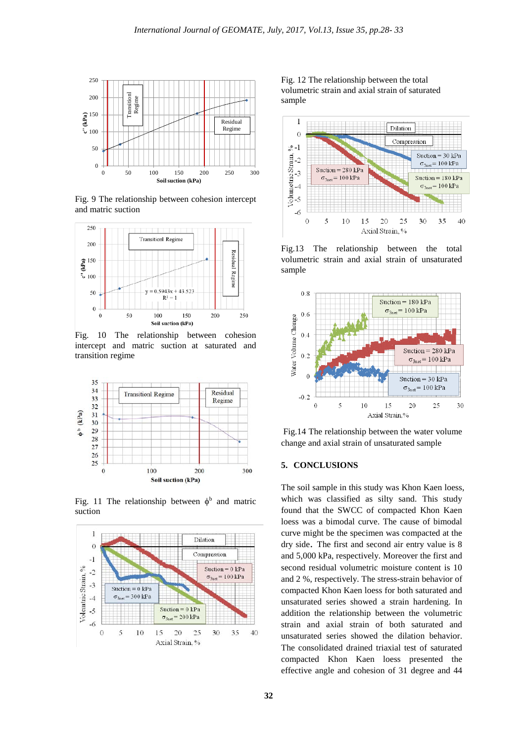Fig. 9 The relationship between cohesion intercept and matric suction

Fig. 10 The relationship between cohesion intercept and matric suction at saturated and transition regime

Fig. 11 The relationship between $\phi^b$ and matric suction

Fig. 12 The relationship between the total volumetric strain and axial strain of saturated sample

Fig.13 The relationship between the total volumetric strain and axial strain of unsaturated sample

Fig.14 The relationship between the water volume change and axial strain of unsaturated sample

## 5. CONCLUSIONS

The soil sample in this study was Khon Kaen loess, which was classified as silty sand. This study found that the SWCC of compacted Khon Kaen loess was a bimodal curve. The cause of bimodal curve might be the specimen was compacted at the dry side. The first and second air entry value is 8 and 5,000 kPa, respectively. Moreover the first and second residual volumetric moisture content is 10 and 2 %, respectively. The stress-strain behavior of compacted Khon Kaen loess for both saturated and unsaturated series showed a strain hardening. In addition the relationship between the volumetric strain and axial strain of both saturated and unsaturated series showed the dilation behavior. The consolidated drained triaxial test of saturated compacted Khon Kaen loess presented the effective angle and cohesion of 31 degree and 44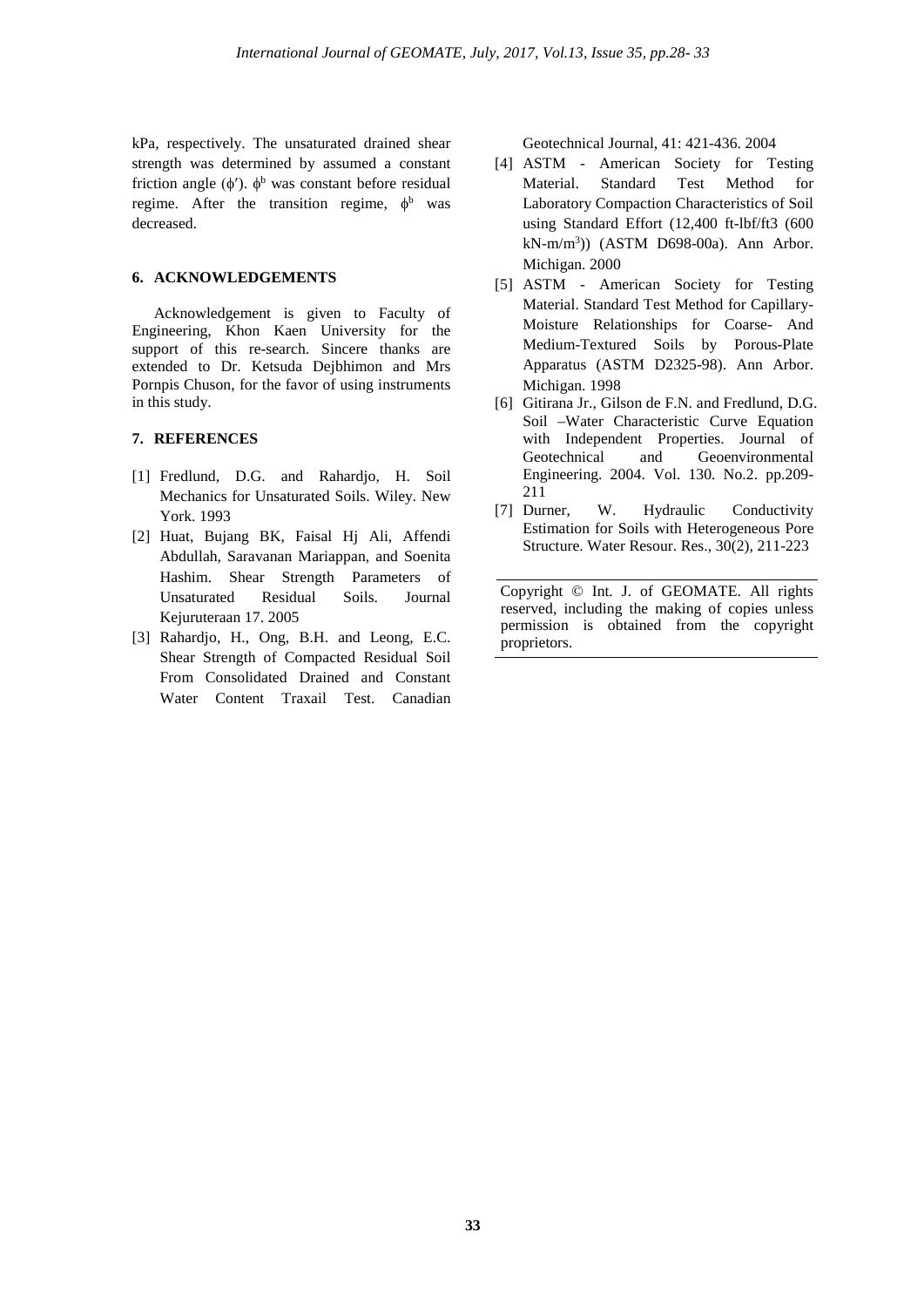kPa, respectively. The unsaturated drained shear strength was determined by assumed a constant friction angle ($\phi'$). $\phi^b$ was constant before residual regime. After the transition regime, $\phi^b$ was decreased.

## 6. ACKNOWLEDGEMENTS

Acknowledgement is given to Faculty of Engineering, Khon Kaen University for the support of this re-search. Sincere thanks are extended to Dr. Ketsuda Dejbhimon and Mrs Pornpis Chuson, for the favor of using instruments in this study.

## 7. REFERENCES

[1] Fredlund, D.G. and Rahardjo, H. Soil Mechanics for Unsaturated Soils. Wiley. New York. 1993

[2] Huat, Bujang BK, Faisal Hj Ali, Affendi Abdullah, Saravanan Mariappan, and Soenita Hashim. Shear Strength Parameters of Unsaturated Residual Soils. Journal Kejuruteraan 17. 2005

[3] Rahardjo, H., Ong, B.H. and Leong, E.C. Shear Strength of Compacted Residual Soil From Consolidated Drained and Constant Water Content Traxail Test. Canadian Geotechnical Journal, 41: 421-436. 2004

[4] ASTM - American Society for Testing Material. Standard Test Method for Laboratory Compaction Characteristics of Soil using Standard Effort (12,400 ft-lbf/ft3 (600 kN-m/m$^3$)) (ASTM D698-00a). Ann Arbor. Michigan. 2000

[5] ASTM - American Society for Testing Material. Standard Test Method for Capillary-Moisture Relationships for Coarse- And Medium-Textured Soils by Porous-Plate Apparatus (ASTM D2325-98). Ann Arbor. Michigan. 1998

[6] Gitirana Jr., Gilson de F.N. and Fredlund, D.G. Soil –Water Characteristic Curve Equation with Independent Properties. Journal of Geotechnical and Geoenvironmental Engineering. 2004. Vol. 130. No.2. pp.209-211

[7] Durner, W. Hydraulic Conductivity Estimation for Soils with Heterogeneous Pore Structure. Water Resour. Res., 30(2), 211-223

---

Copyright © Int. J. of GEOMATE. All rights reserved, including the making of copies unless permission is obtained from the copyright proprietors.